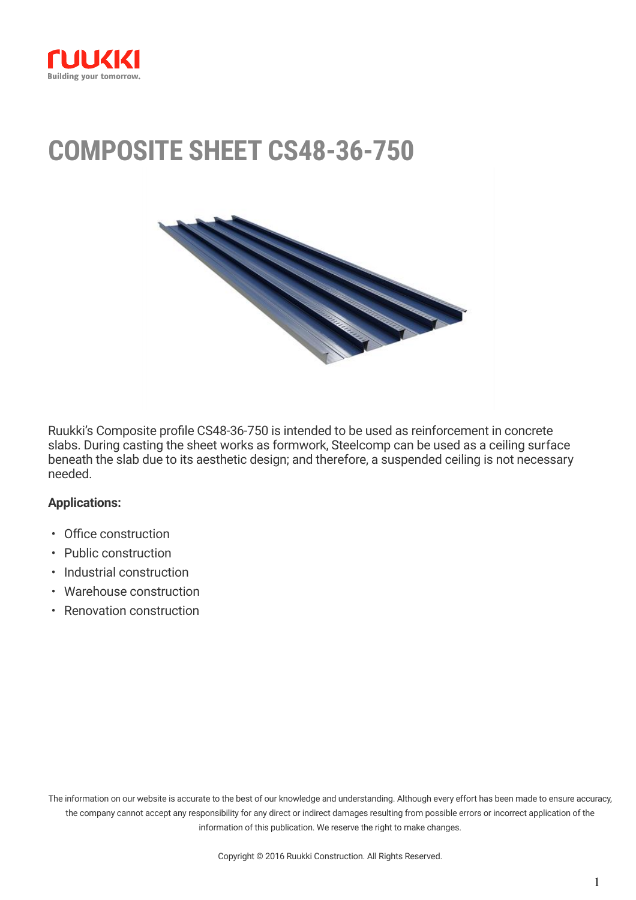# COMPOSITE SHEET CS48-36-750

Ruukki's Composite profile CS48-36-750 is intended to be used as reinforcement in concrete slabs. During casting the sheet works as formwork, Steelcomp can be used as a ceiling surface beneath the slab due to its aesthetic design; and therefore, a suspended ceiling is not necessary needed.

**Applications:**

- Office construction
- Public construction
- Industrial construction
- Warehouse construction
- Renovation construction

The information on our website is accurate to the best of our knowledge and understanding. Although every effort has been made to ensure accuracy, the company cannot accept any responsibility for any direct or indirect damages resulting from possible errors or incorrect application of the information of this publication. We reserve the right to make changes.

Copyright © 2016 Ruukki Construction. All Rights Reserved.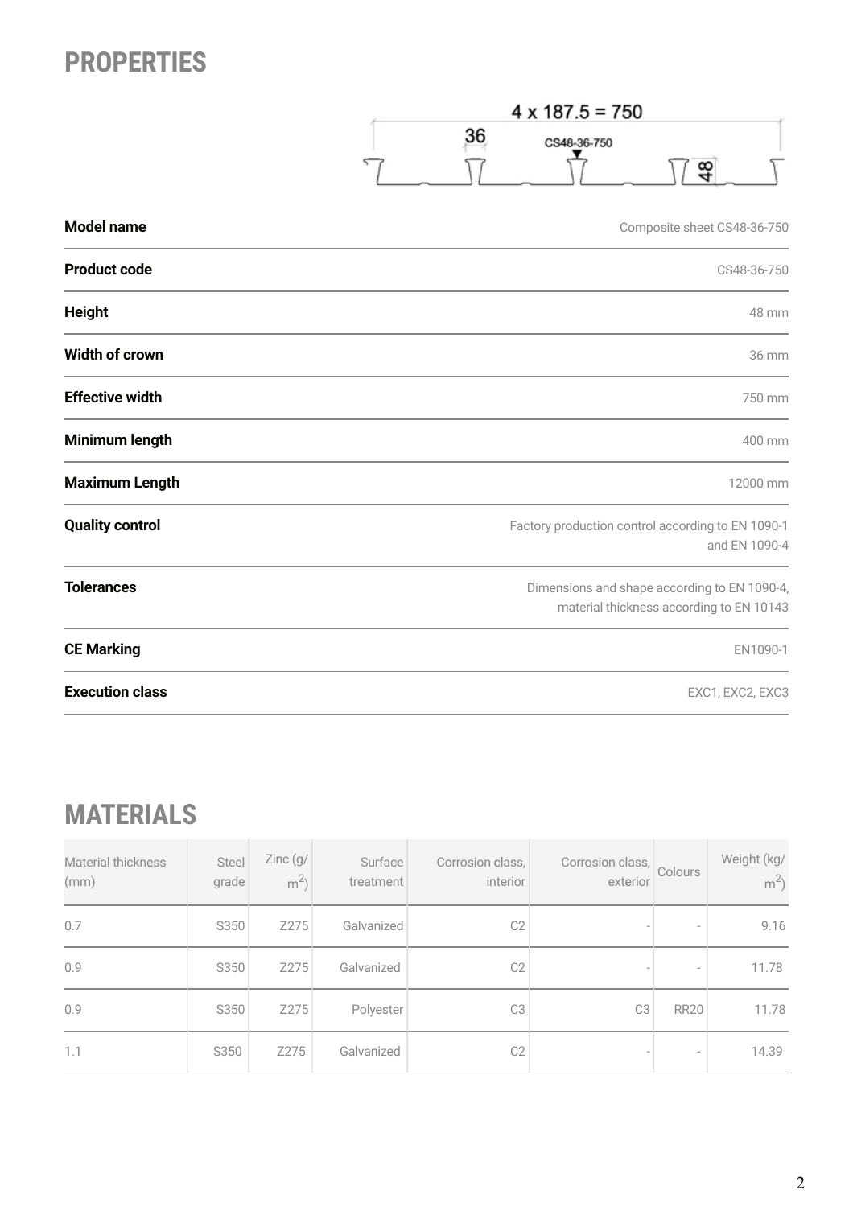## PROPERTIES

4 x 187.5 = 750

36

CS48-36-750

48

| | |
|---|---|
| **Model name** | Composite sheet CS48-36-750 |
| **Product code** | CS48-36-750 |
| **Height** | 48 mm |
| **Width of crown** | 36 mm |
| **Effective width** | 750 mm |
| **Minimum length** | 400 mm |
| **Maximum Length** | 12000 mm |
| **Quality control** | Factory production control according to EN 1090-1 and EN 1090-4 |
| **Tolerances** | Dimensions and shape according to EN 1090-4, material thickness according to EN 10143 |
| **CE Marking** | EN1090-1 |
| **Execution class** | EXC1, EXC2, EXC3 |

## MATERIALS

| Material thickness (mm) | Steel grade | Zinc (g/ $m^2$) | Surface treatment | Corrosion class, interior | Corrosion class, exterior | Colours | Weight (kg/ $m^2$) |
|---|---|---|---|---|---|---|---|
| 0.7 | S350 | Z275 | Galvanized | C2 | - | - | 9.16 |
| 0.9 | S350 | Z275 | Galvanized | C2 | - | - | 11.78 |
| 0.9 | S350 | Z275 | Polyester | C3 | C3 | RR20 | 11.78 |
| 1.1 | S350 | Z275 | Galvanized | C2 | - | - | 14.39 |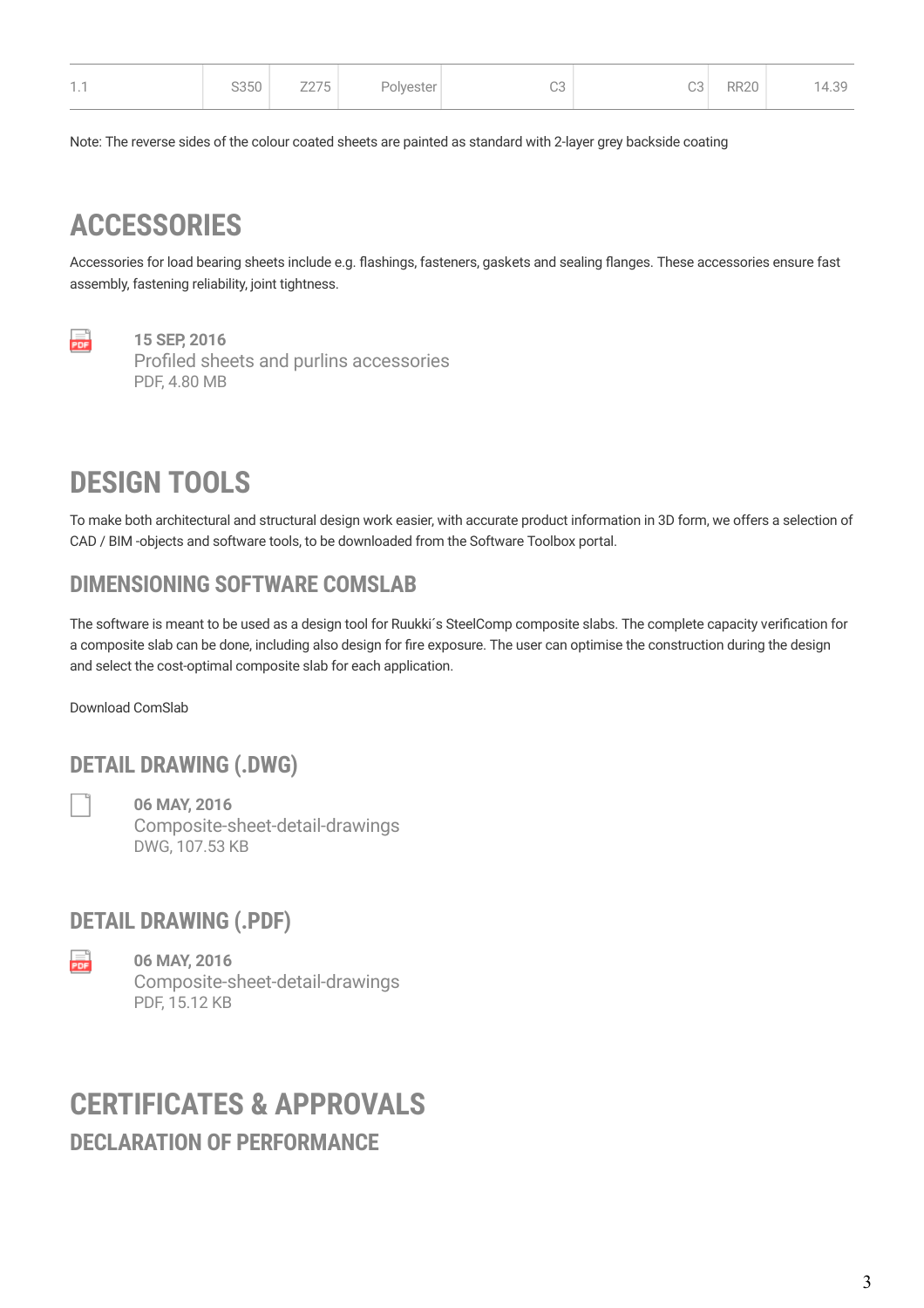| 1.1 | S350 | Z275 | Polyester | C3 | C3 | RR20 | 14.39 |
|---|---|---|---|---|---|---|---|

Note: The reverse sides of the colour coated sheets are painted as standard with 2-layer grey backside coating

# ACCESSORIES

Accessories for load bearing sheets include e.g. flashings, fasteners, gaskets and sealing flanges. These accessories ensure fast assembly, fastening reliability, joint tightness.

**15 SEP, 2016**
Profiled sheets and purlins accessories
PDF, 4.80 MB

# DESIGN TOOLS

To make both architectural and structural design work easier, with accurate product information in 3D form, we offers a selection of CAD / BIM -objects and software tools, to be downloaded from the Software Toolbox portal.

## DIMENSIONING SOFTWARE COMSLAB

The software is meant to be used as a design tool for Ruukki´s SteelComp composite slabs. The complete capacity verification for a composite slab can be done, including also design for fire exposure. The user can optimise the construction during the design and select the cost-optimal composite slab for each application.

Download ComSlab

## DETAIL DRAWING (.DWG)

**06 MAY, 2016**
Composite-sheet-detail-drawings
DWG, 107.53 KB

## DETAIL DRAWING (.PDF)

**06 MAY, 2016**
Composite-sheet-detail-drawings
PDF, 15.12 KB

# CERTIFICATES & APPROVALS

## DECLARATION OF PERFORMANCE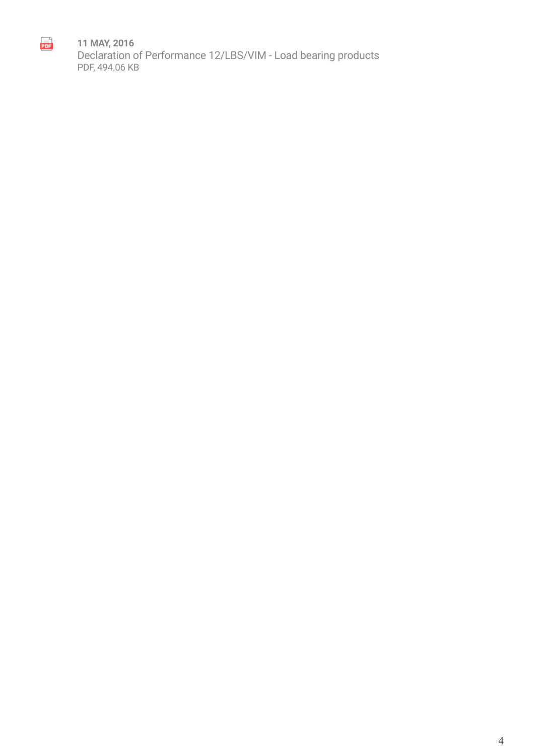**11 MAY, 2016**
Declaration of Performance 12/LBS/VIM - Load bearing products
PDF, 494.06 KB